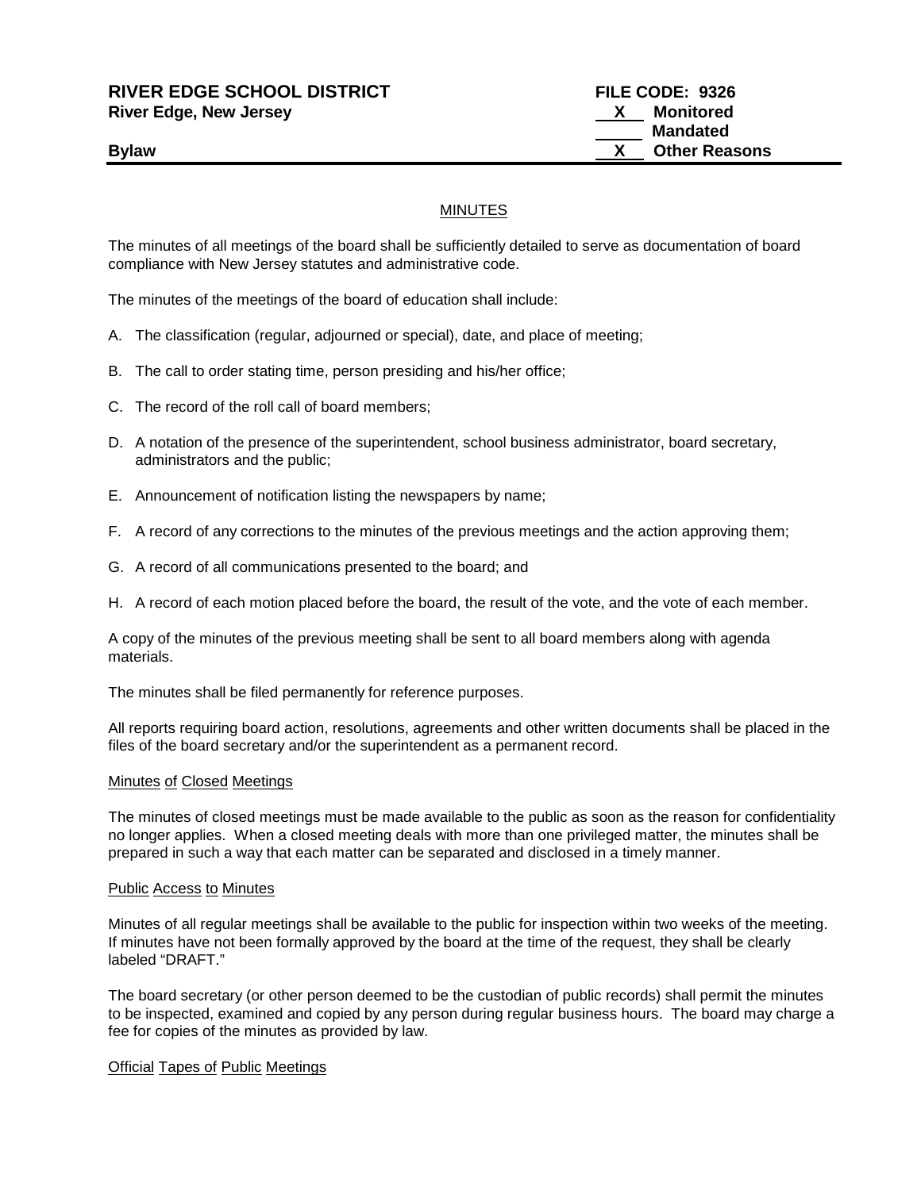**RIVER EDGE SCHOOL DISTRICT**
**River Edge, New Jersey**

**FILE CODE: 9326**
**\_\_X\_\_ Monitored**
**\_\_\_\_\_ Mandated**
**\_\_X\_\_ Other Reasons**

**Bylaw**

---

## MINUTES

The minutes of all meetings of the board shall be sufficiently detailed to serve as documentation of board compliance with New Jersey statutes and administrative code.

The minutes of the meetings of the board of education shall include:

A. The classification (regular, adjourned or special), date, and place of meeting;

B. The call to order stating time, person presiding and his/her office;

C. The record of the roll call of board members;

D. A notation of the presence of the superintendent, school business administrator, board secretary, administrators and the public;

E. Announcement of notification listing the newspapers by name;

F. A record of any corrections to the minutes of the previous meetings and the action approving them;

G. A record of all communications presented to the board; and

H. A record of each motion placed before the board, the result of the vote, and the vote of each member.

A copy of the minutes of the previous meeting shall be sent to all board members along with agenda materials.

The minutes shall be filed permanently for reference purposes.

All reports requiring board action, resolutions, agreements and other written documents shall be placed in the files of the board secretary and/or the superintendent as a permanent record.

### Minutes of Closed Meetings

The minutes of closed meetings must be made available to the public as soon as the reason for confidentiality no longer applies. When a closed meeting deals with more than one privileged matter, the minutes shall be prepared in such a way that each matter can be separated and disclosed in a timely manner.

### Public Access to Minutes

Minutes of all regular meetings shall be available to the public for inspection within two weeks of the meeting. If minutes have not been formally approved by the board at the time of the request, they shall be clearly labeled "DRAFT."

The board secretary (or other person deemed to be the custodian of public records) shall permit the minutes to be inspected, examined and copied by any person during regular business hours. The board may charge a fee for copies of the minutes as provided by law.

### Official Tapes of Public Meetings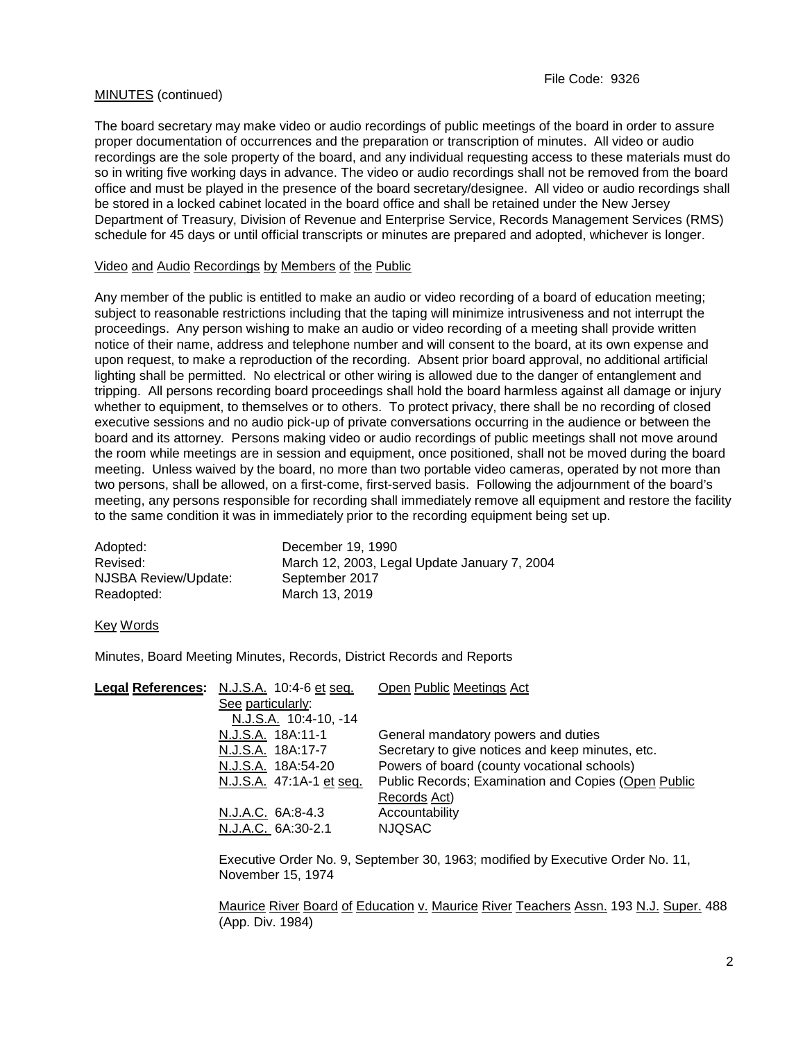File Code: 9326

MINUTES (continued)

The board secretary may make video or audio recordings of public meetings of the board in order to assure proper documentation of occurrences and the preparation or transcription of minutes. All video or audio recordings are the sole property of the board, and any individual requesting access to these materials must do so in writing five working days in advance. The video or audio recordings shall not be removed from the board office and must be played in the presence of the board secretary/designee. All video or audio recordings shall be stored in a locked cabinet located in the board office and shall be retained under the New Jersey Department of Treasury, Division of Revenue and Enterprise Service, Records Management Services (RMS) schedule for 45 days or until official transcripts or minutes are prepared and adopted, whichever is longer.

Video and Audio Recordings by Members of the Public

Any member of the public is entitled to make an audio or video recording of a board of education meeting; subject to reasonable restrictions including that the taping will minimize intrusiveness and not interrupt the proceedings. Any person wishing to make an audio or video recording of a meeting shall provide written notice of their name, address and telephone number and will consent to the board, at its own expense and upon request, to make a reproduction of the recording. Absent prior board approval, no additional artificial lighting shall be permitted. No electrical or other wiring is allowed due to the danger of entanglement and tripping. All persons recording board proceedings shall hold the board harmless against all damage or injury whether to equipment, to themselves or to others. To protect privacy, there shall be no recording of closed executive sessions and no audio pick-up of private conversations occurring in the audience or between the board and its attorney. Persons making video or audio recordings of public meetings shall not move around the room while meetings are in session and equipment, once positioned, shall not be moved during the board meeting. Unless waived by the board, no more than two portable video cameras, operated by not more than two persons, shall be allowed, on a first-come, first-served basis. Following the adjournment of the board's meeting, any persons responsible for recording shall immediately remove all equipment and restore the facility to the same condition it was in immediately prior to the recording equipment being set up.

| | |
|---|---|
| Adopted: | December 19, 1990 |
| Revised: | March 12, 2003, Legal Update January 7, 2004 |
| NJSBA Review/Update: | September 2017 |
| Readopted: | March 13, 2019 |

Key Words

Minutes, Board Meeting Minutes, Records, District Records and Reports

| **Legal References:** | | |
|---|---|---|
| | N.J.S.A. 10:4-6 et seq. | Open Public Meetings Act |
| | See particularly: N.J.S.A. 10:4-10, -14 | |
| | N.J.S.A. 18A:11-1 | General mandatory powers and duties |
| | N.J.S.A. 18A:17-7 | Secretary to give notices and keep minutes, etc. |
| | N.J.S.A. 18A:54-20 | Powers of board (county vocational schools) |
| | N.J.S.A. 47:1A-1 et seq. | Public Records; Examination and Copies (Open Public Records Act) |
| | N.J.A.C. 6A:8-4.3 | Accountability |
| | N.J.A.C. 6A:30-2.1 | NJQSAC |

Executive Order No. 9, September 30, 1963; modified by Executive Order No. 11, November 15, 1974

Maurice River Board of Education v. Maurice River Teachers Assn. 193 N.J. Super. 488 (App. Div. 1984)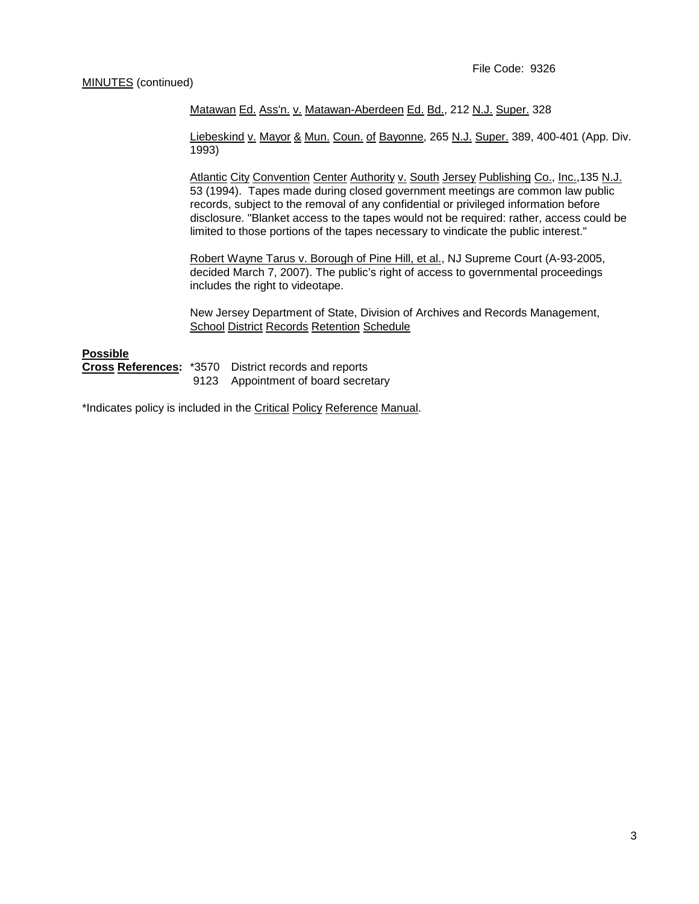MINUTES (continued)

Matawan Ed. Ass'n. v. Matawan-Aberdeen Ed. Bd., 212 N.J. Super. 328

Liebeskind v. Mayor & Mun. Coun. of Bayonne, 265 N.J. Super. 389, 400-401 (App. Div. 1993)

Atlantic City Convention Center Authority v. South Jersey Publishing Co., Inc.,135 N.J. 53 (1994). Tapes made during closed government meetings are common law public records, subject to the removal of any confidential or privileged information before disclosure. "Blanket access to the tapes would not be required: rather, access could be limited to those portions of the tapes necessary to vindicate the public interest."

Robert Wayne Tarus v. Borough of Pine Hill, et al., NJ Supreme Court (A-93-2005, decided March 7, 2007). The public's right of access to governmental proceedings includes the right to videotape.

New Jersey Department of State, Division of Archives and Records Management, School District Records Retention Schedule

**Possible**
**Cross References:** *3570 District records and reports
9123 Appointment of board secretary

*Indicates policy is included in the Critical Policy Reference Manual.